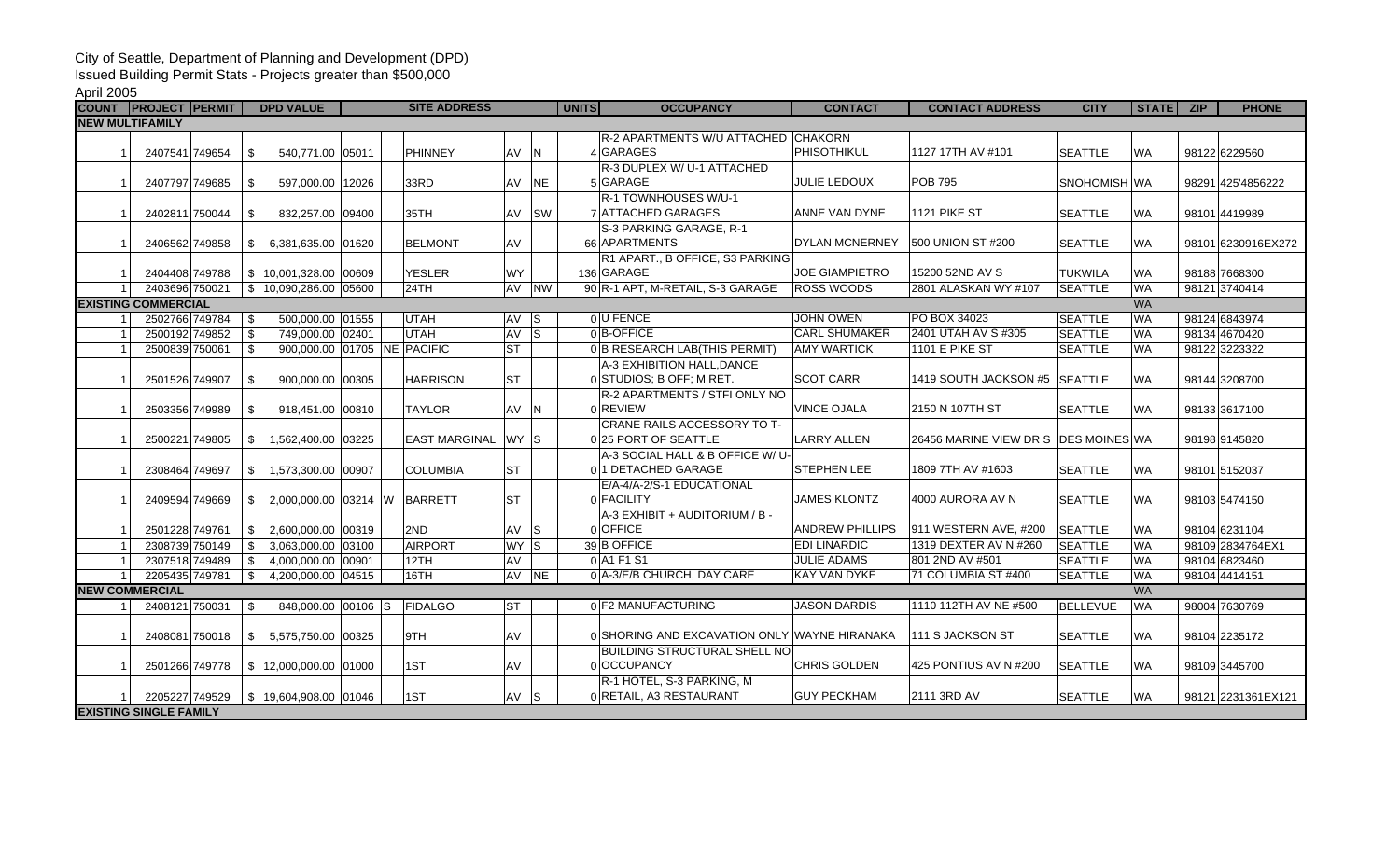City of Seattle, Department of Planning and Development (DPD)
Issued Building Permit Stats - Projects greater than $500,000
April 2005

| COUNT | PROJECT | PERMIT | DPD VALUE | SITE ADDRESS | | | | | UNITS | OCCUPANCY | CONTACT | CONTACT ADDRESS | CITY | STATE | ZIP | PHONE |
|---|---|---|---|---|---|---|---|---|---|---|---|---|---|---|---|---|
| **NEW MULTIFAMILY** | | | | | | | | | | | | | | | | |
| 1 | 2407541 | 749654 | $ 540,771.00 | 05011 | | PHINNEY | AV | N | 4 | R-2 APARTMENTS W/U ATTACHED GARAGES | CHAKORN PHISOTHIKUL | 1127 17TH AV #101 | SEATTLE | WA | 98122 | 6229560 |
| 1 | 2407797 | 749685 | $ 597,000.00 | 12026 | | 33RD | AV | NE | 5 | R-3 DUPLEX W/ U-1 ATTACHED GARAGE | JULIE LEDOUX | POB 795 | SNOHOMISH | WA | 98291 | 425'4856222 |
| 1 | 2402811 | 750044 | $ 832,257.00 | 09400 | | 35TH | AV | SW | 7 | R-1 TOWNHOUSES W/U-1 ATTACHED GARAGES | ANNE VAN DYNE | 1121 PIKE ST | SEATTLE | WA | 98101 | 4419989 |
| 1 | 2406562 | 749858 | $ 6,381,635.00 | 01620 | | BELMONT | AV | | 66 | S-3 PARKING GARAGE, R-1 APARTMENTS | DYLAN MCNERNEY | 500 UNION ST #200 | SEATTLE | WA | 98101 | 6230916EX272 |
| 1 | 2404408 | 749788 | $ 10,001,328.00 | 00609 | | YESLER | WY | | 136 | R1 APART., B OFFICE, S3 PARKING GARAGE | JOE GIAMPIETRO | 15200 52ND AV S | TUKWILA | WA | 98188 | 7668300 |
| 1 | 2403696 | 750021 | $ 10,090,286.00 | 05600 | | 24TH | AV | NW | 90 | R-1 APT, M-RETAIL, S-3 GARAGE | ROSS WOODS | 2801 ALASKAN WY #107 | SEATTLE | WA | 98121 | 3740414 |
| **EXISTING COMMERCIAL** | | | | | | | | | | | | | | WA | | |
| 1 | 2502766 | 749784 | $ 500,000.00 | 01555 | | UTAH | AV | S | 0 | U FENCE | JOHN OWEN | PO BOX 34023 | SEATTLE | WA | 98124 | 6843974 |
| 1 | 2500192 | 749852 | $ 749,000.00 | 02401 | | UTAH | AV | S | 0 | B-OFFICE | CARL SHUMAKER | 2401 UTAH AV S #305 | SEATTLE | WA | 98134 | 4670420 |
| 1 | 2500839 | 750061 | $ 900,000.00 | 01705 | NE | PACIFIC | ST | | 0 | B RESEARCH LAB(THIS PERMIT) | AMY WARTICK | 1101 E PIKE ST | SEATTLE | WA | 98122 | 3223322 |
| 1 | 2501526 | 749907 | $ 900,000.00 | 00305 | | HARRISON | ST | | 0 | A-3 EXHIBITION HALL,DANCE STUDIOS; B OFF; M RET. | SCOT CARR | 1419 SOUTH JACKSON #5 | SEATTLE | WA | 98144 | 3208700 |
| 1 | 2503356 | 749989 | $ 918,451.00 | 00810 | | TAYLOR | AV | N | 0 | R-2 APARTMENTS / STFI ONLY NO REVIEW | VINCE OJALA | 2150 N 107TH ST | SEATTLE | WA | 98133 | 3617100 |
| 1 | 2500221 | 749805 | $ 1,562,400.00 | 03225 | | EAST MARGINAL | WY | S | 0 | CRANE RAILS ACCESSORY TO T-25 PORT OF SEATTLE | LARRY ALLEN | 26456 MARINE VIEW DR S | DES MOINES | WA | 98198 | 9145820 |
| 1 | 2308464 | 749697 | $ 1,573,300.00 | 00907 | | COLUMBIA | ST | | 0 | A-3 SOCIAL HALL & B OFFICE W/ U-1 DETACHED GARAGE | STEPHEN LEE | 1809 7TH AV #1603 | SEATTLE | WA | 98101 | 5152037 |
| 1 | 2409594 | 749669 | $ 2,000,000.00 | 03214 | W | BARRETT | ST | | 0 | E/A-4/A-2/S-1 EDUCATIONAL FACILITY | JAMES KLONTZ | 4000 AURORA AV N | SEATTLE | WA | 98103 | 5474150 |
| 1 | 2501228 | 749761 | $ 2,600,000.00 | 00319 | | 2ND | AV | S | 0 | A-3 EXHIBIT + AUDITORIUM / B - OFFICE | ANDREW PHILLIPS | 911 WESTERN AVE, #200 | SEATTLE | WA | 98104 | 6231104 |
| 1 | 2308739 | 750149 | $ 3,063,000.00 | 03100 | | AIRPORT | WY | S | 39 | B OFFICE | EDI LINARDIC | 1319 DEXTER AV N #260 | SEATTLE | WA | 98109 | 2834764EX1 |
| 1 | 2307518 | 749489 | $ 4,000,000.00 | 00901 | | 12TH | AV | | 0 | A1 F1 S1 | JULIE ADAMS | 801 2ND AV #501 | SEATTLE | WA | 98104 | 6823460 |
| 1 | 2205435 | 749781 | $ 4,200,000.00 | 04515 | | 16TH | AV | NE | 0 | A-3/E/B CHURCH, DAY CARE | KAY VAN DYKE | 71 COLUMBIA ST #400 | SEATTLE | WA | 98104 | 4414151 |
| **NEW COMMERCIAL** | | | | | | | | | | | | | | WA | | |
| 1 | 2408121 | 750031 | $ 848,000.00 | 00106 | S | FIDALGO | ST | | 0 | F2 MANUFACTURING | JASON DARDIS | 1110 112TH AV NE #500 | BELLEVUE | WA | 98004 | 7630769 |
| 1 | 2408081 | 750018 | $ 5,575,750.00 | 00325 | | 9TH | AV | | 0 | SHORING AND EXCAVATION ONLY | WAYNE HIRANAKA | 111 S JACKSON ST | SEATTLE | WA | 98104 | 2235172 |
| 1 | 2501266 | 749778 | $ 12,000,000.00 | 01000 | | 1ST | AV | | 0 | BUILDING STRUCTURAL SHELL NO OCCUPANCY | CHRIS GOLDEN | 425 PONTIUS AV N #200 | SEATTLE | WA | 98109 | 3445700 |
| 1 | 2205227 | 749529 | $ 19,604,908.00 | 01046 | | 1ST | AV | S | 0 | R-1 HOTEL, S-3 PARKING, M RETAIL, A3 RESTAURANT | GUY PECKHAM | 2111 3RD AV | SEATTLE | WA | 98121 | 2231361EX121 |
| **EXISTING SINGLE FAMILY** | | | | | | | | | | | | | | | | |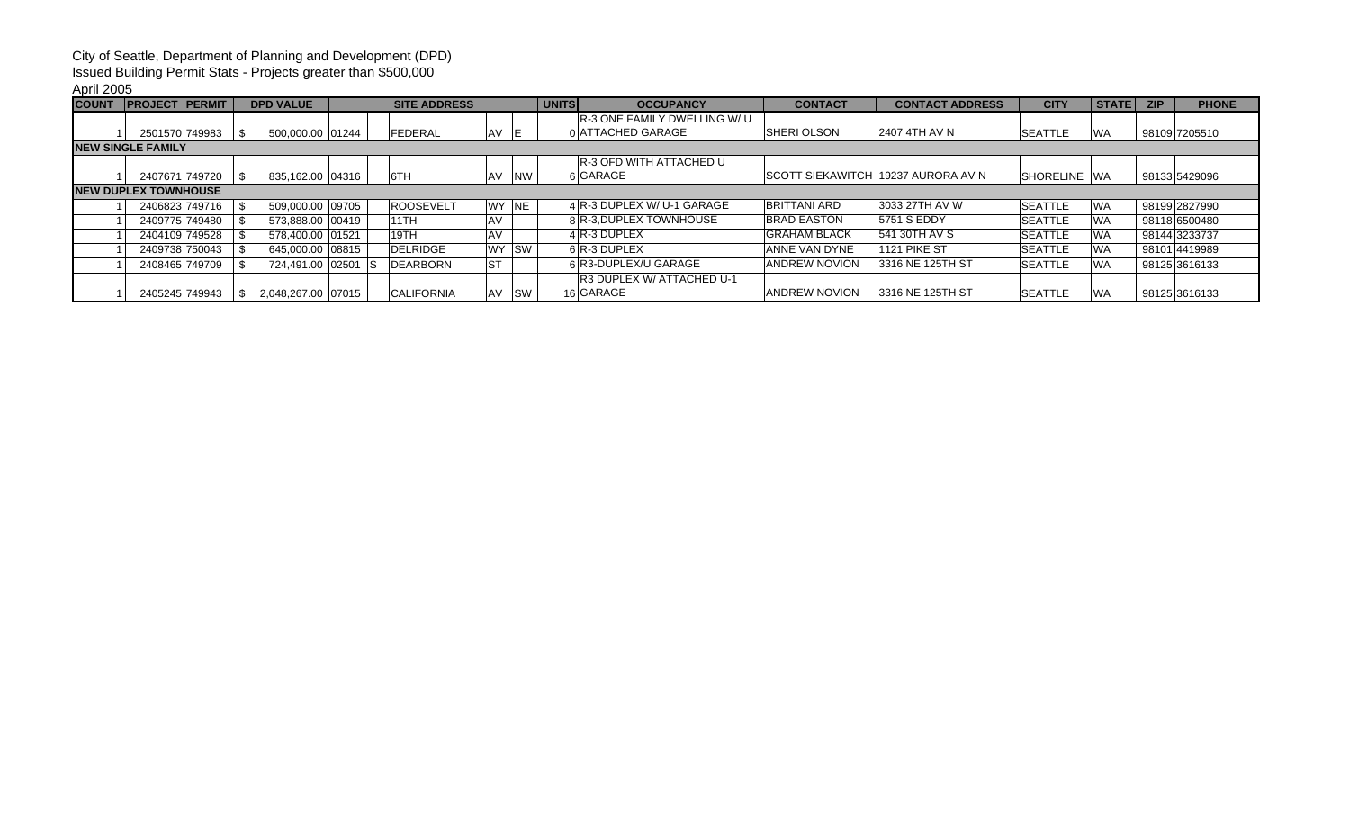City of Seattle, Department of Planning and Development (DPD)
Issued Building Permit Stats - Projects greater than $500,000
April 2005

| COUNT | PROJECT | PERMIT | DPD VALUE | SITE ADDRESS | | | | | | UNITS | OCCUPANCY | CONTACT | CONTACT ADDRESS | CITY | STATE | ZIP | PHONE |
|---|---|---|---|---|---|---|---|---|---|---|---|---|---|---|---|---|---|
| 1 | 2501570 | 749983 | $ 500,000.00 | 01244 | | FEDERAL | AV | E | | 0 | R-3 ONE FAMILY DWELLING W/ U ATTACHED GARAGE | SHERI OLSON | 2407 4TH AV N | SEATTLE | WA | 98109 | 7205510 |
| **NEW SINGLE FAMILY** | | | | | | | | | | | | | | | | | |
| 1 | 2407671 | 749720 | $ 835,162.00 | 04316 | | 6TH | AV | NW | | 6 | R-3 OFD WITH ATTACHED U GARAGE | SCOTT SIEKAWITCH | 19237 AURORA AV N | SHORELINE | WA | 98133 | 5429096 |
| **NEW DUPLEX TOWNHOUSE** | | | | | | | | | | | | | | | | | |
| 1 | 2406823 | 749716 | $ 509,000.00 | 09705 | | ROOSEVELT | WY | NE | | 4 | R-3 DUPLEX W/ U-1 GARAGE | BRITTANI ARD | 3033 27TH AV W | SEATTLE | WA | 98199 | 2827990 |
| 1 | 2409775 | 749480 | $ 573,888.00 | 00419 | | 11TH | AV | | | 8 | R-3,DUPLEX TOWNHOUSE | BRAD EASTON | 5751 S EDDY | SEATTLE | WA | 98118 | 6500480 |
| 1 | 2404109 | 749528 | $ 578,400.00 | 01521 | | 19TH | AV | | | 4 | R-3 DUPLEX | GRAHAM BLACK | 541 30TH AV S | SEATTLE | WA | 98144 | 3233737 |
| 1 | 2409738 | 750043 | $ 645,000.00 | 08815 | | DELRIDGE | WY | SW | | 6 | R-3 DUPLEX | ANNE VAN DYNE | 1121 PIKE ST | SEATTLE | WA | 98101 | 4419989 |
| 1 | 2408465 | 749709 | $ 724,491.00 | 02501 | S | DEARBORN | ST | | | 6 | R3-DUPLEX/U GARAGE | ANDREW NOVION | 3316 NE 125TH ST | SEATTLE | WA | 98125 | 3616133 |
| 1 | 2405245 | 749943 | $ 2,048,267.00 | 07015 | | CALIFORNIA | AV | SW | | 16 | R3 DUPLEX W/ ATTACHED U-1 GARAGE | ANDREW NOVION | 3316 NE 125TH ST | SEATTLE | WA | 98125 | 3616133 |